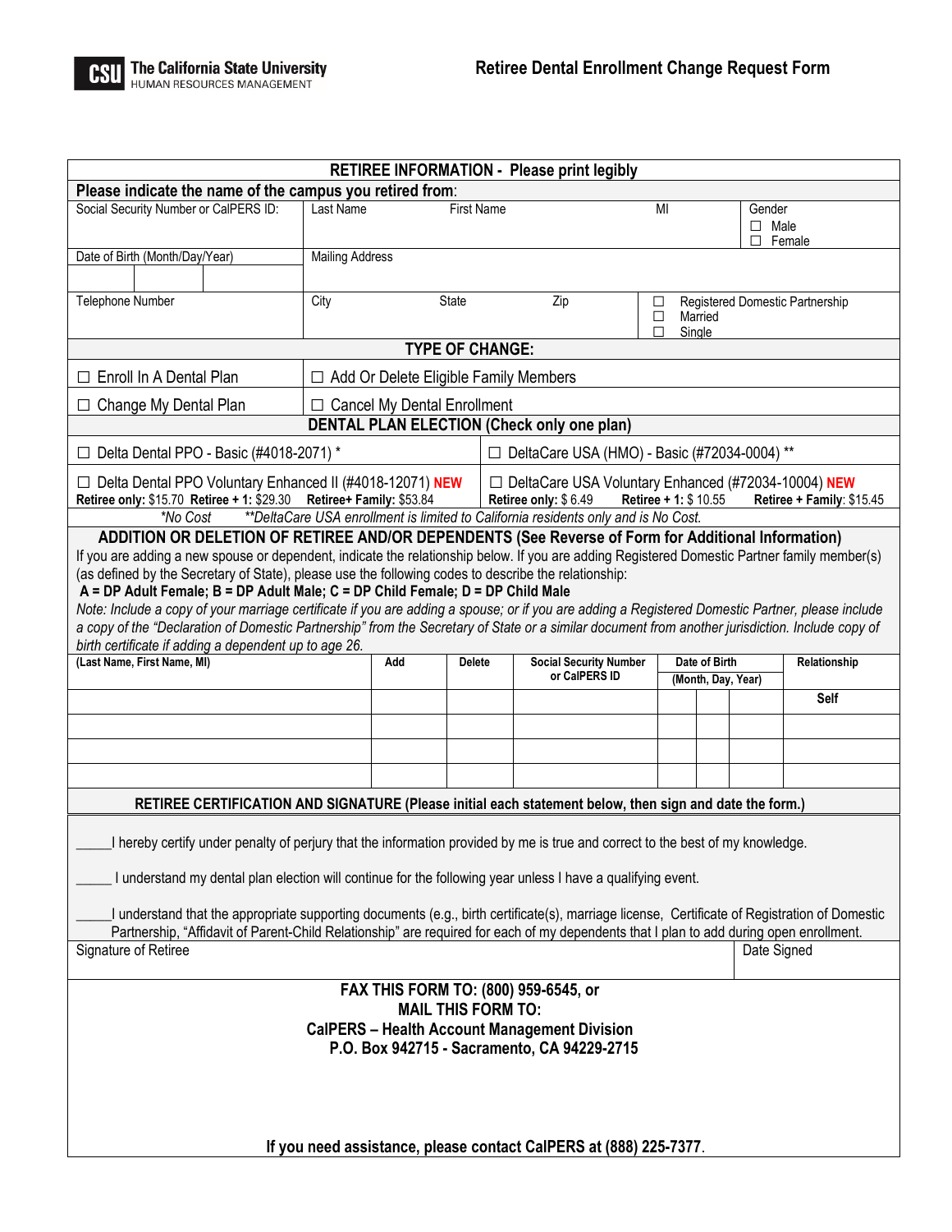**The California State University**
HUMAN RESOURCES MANAGEMENT

# Retiree Dental Enrollment Change Request Form

## RETIREE INFORMATION - Please print legibly

**Please indicate the name of the campus you retired from**:

| Social Security Number or CalPERS ID: | Last Name | First Name | MI | Gender ☐ Male ☐ Female |
|---|---|---|---|---|
| Date of Birth (Month/Day/Year) | Mailing Address | | | |
| Telephone Number | City | State | Zip | ☐ Registered Domestic Partnership ☐ Married ☐ Single |

## TYPE OF CHANGE:

| | |
|---|---|
| ☐ Enroll In A Dental Plan | ☐ Add Or Delete Eligible Family Members |
| ☐ Change My Dental Plan | ☐ Cancel My Dental Enrollment |

## DENTAL PLAN ELECTION (Check only one plan)

| | |
|---|---|
| ☐ Delta Dental PPO - Basic (#4018-2071) * | ☐ DeltaCare USA (HMO) - Basic (#72034-0004) ** |
| ☐ Delta Dental PPO Voluntary Enhanced II (#4018-12071) **NEW** **Retiree only:** $15.70 **Retiree + 1:** $29.30 **Retiree+ Family:** $53.84 | ☐ DeltaCare USA Voluntary Enhanced (#72034-10004) **NEW** **Retiree only:** $ 6.49 **Retiree + 1:** $ 10.55 **Retiree + Family**: $15.45 |

*\*No Cost \*\*DeltaCare USA enrollment is limited to California residents only and is No Cost.*

## ADDITION OR DELETION OF RETIREE AND/OR DEPENDENTS (See Reverse of Form for Additional Information)

If you are adding a new spouse or dependent, indicate the relationship below. If you are adding Registered Domestic Partner family member(s) (as defined by the Secretary of State), please use the following codes to describe the relationship:

**A = DP Adult Female; B = DP Adult Male; C = DP Child Female; D = DP Child Male**

*Note: Include a copy of your marriage certificate if you are adding a spouse; or if you are adding a Registered Domestic Partner, please include a copy of the "Declaration of Domestic Partnership" from the Secretary of State or a similar document from another jurisdiction. Include copy of birth certificate if adding a dependent up to age 26.*

| (Last Name, First Name, MI) | Add | Delete | Social Security Number or CalPERS ID | Date of Birth (Month, Day, Year) | | | Relationship |
|---|---|---|---|---|---|---|---|
| | | | | | | | Self |
| | | | | | | | |
| | | | | | | | |
| | | | | | | | |

## RETIREE CERTIFICATION AND SIGNATURE (Please initial each statement below, then sign and date the form.)

_____I hereby certify under penalty of perjury that the information provided by me is true and correct to the best of my knowledge.

_____ I understand my dental plan election will continue for the following year unless I have a qualifying event.

_____I understand that the appropriate supporting documents (e.g., birth certificate(s), marriage license, Certificate of Registration of Domestic Partnership, "Affidavit of Parent-Child Relationship" are required for each of my dependents that I plan to add during open enrollment.

| Signature of Retiree | Date Signed |
|---|---|
| | |

**FAX THIS FORM TO: (800) 959-6545, or**
**MAIL THIS FORM TO:**
**CalPERS – Health Account Management Division**
**P.O. Box 942715 - Sacramento, CA 94229-2715**

**If you need assistance, please contact CalPERS at (888) 225-7377**.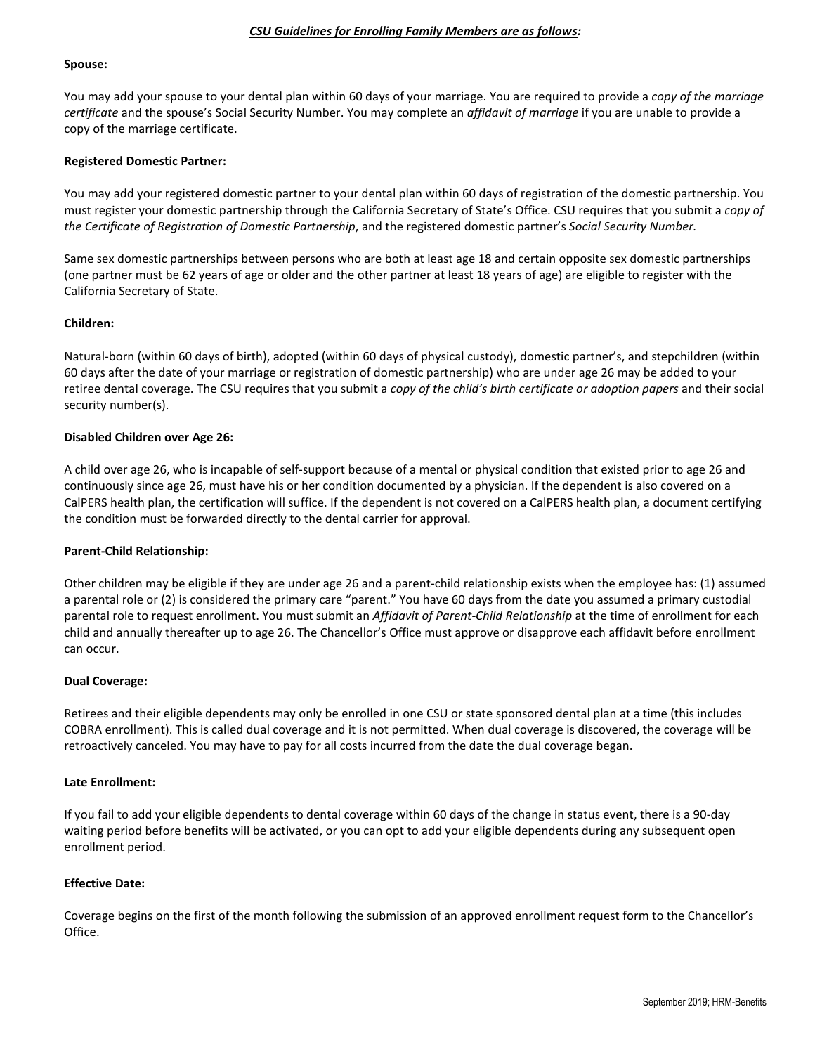***CSU Guidelines for Enrolling Family Members are as follows:***

**Spouse:**

You may add your spouse to your dental plan within 60 days of your marriage. You are required to provide a *copy of the marriage certificate* and the spouse's Social Security Number. You may complete an *affidavit of marriage* if you are unable to provide a copy of the marriage certificate.

**Registered Domestic Partner:**

You may add your registered domestic partner to your dental plan within 60 days of registration of the domestic partnership. You must register your domestic partnership through the California Secretary of State's Office. CSU requires that you submit a *copy of the Certificate of Registration of Domestic Partnership*, and the registered domestic partner's *Social Security Number.*

Same sex domestic partnerships between persons who are both at least age 18 and certain opposite sex domestic partnerships (one partner must be 62 years of age or older and the other partner at least 18 years of age) are eligible to register with the California Secretary of State.

**Children:**

Natural-born (within 60 days of birth), adopted (within 60 days of physical custody), domestic partner's, and stepchildren (within 60 days after the date of your marriage or registration of domestic partnership) who are under age 26 may be added to your retiree dental coverage. The CSU requires that you submit a *copy of the child's birth certificate or adoption papers* and their social security number(s).

**Disabled Children over Age 26:**

A child over age 26, who is incapable of self-support because of a mental or physical condition that existed prior to age 26 and continuously since age 26, must have his or her condition documented by a physician. If the dependent is also covered on a CalPERS health plan, the certification will suffice. If the dependent is not covered on a CalPERS health plan, a document certifying the condition must be forwarded directly to the dental carrier for approval.

**Parent-Child Relationship:**

Other children may be eligible if they are under age 26 and a parent-child relationship exists when the employee has: (1) assumed a parental role or (2) is considered the primary care "parent." You have 60 days from the date you assumed a primary custodial parental role to request enrollment. You must submit an *Affidavit of Parent-Child Relationship* at the time of enrollment for each child and annually thereafter up to age 26. The Chancellor's Office must approve or disapprove each affidavit before enrollment can occur.

**Dual Coverage:**

Retirees and their eligible dependents may only be enrolled in one CSU or state sponsored dental plan at a time (this includes COBRA enrollment). This is called dual coverage and it is not permitted. When dual coverage is discovered, the coverage will be retroactively canceled. You may have to pay for all costs incurred from the date the dual coverage began.

**Late Enrollment:**

If you fail to add your eligible dependents to dental coverage within 60 days of the change in status event, there is a 90-day waiting period before benefits will be activated, or you can opt to add your eligible dependents during any subsequent open enrollment period.

**Effective Date:**

Coverage begins on the first of the month following the submission of an approved enrollment request form to the Chancellor's Office.

September 2019; HRM-Benefits